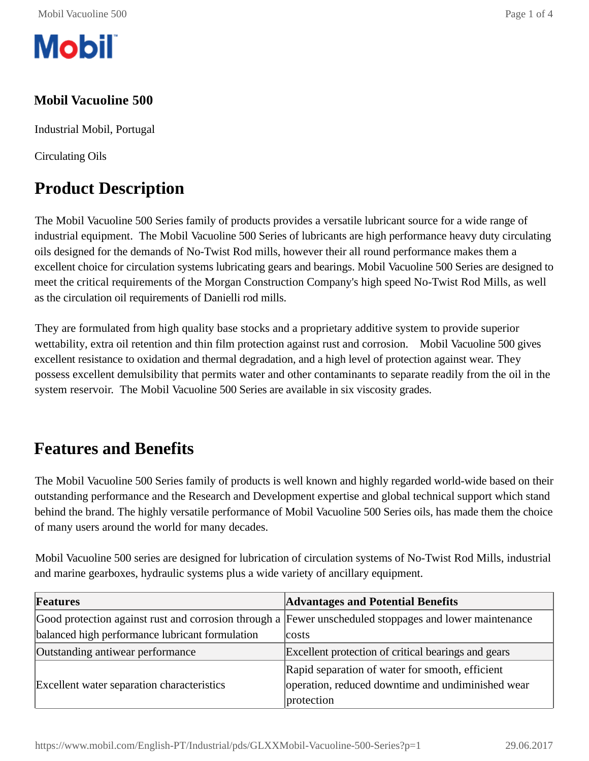Mobil

# Mobil Vacuoline 500

Industrial Mobil, Portugal

Circulating Oils

## Product Description

The Mobil Vacuoline 500 Series family of products provides a versatile lubricant source for a wide range of industrial equipment. The Mobil Vacuoline 500 Series of lubricants are high performance heavy duty circulating oils designed for the demands of No-Twist Rod mills, however their all round performance makes them a excellent choice for circulation systems lubricating gears and bearings. Mobil Vacuoline 500 Series are designed to meet the critical requirements of the Morgan Construction Company's high speed No-Twist Rod Mills, as well as the circulation oil requirements of Danielli rod mills.

They are formulated from high quality base stocks and a proprietary additive system to provide superior wettability, extra oil retention and thin film protection against rust and corrosion. Mobil Vacuoline 500 gives excellent resistance to oxidation and thermal degradation, and a high level of protection against wear. They possess excellent demulsibility that permits water and other contaminants to separate readily from the oil in the system reservoir. The Mobil Vacuoline 500 Series are available in six viscosity grades.

## Features and Benefits

The Mobil Vacuoline 500 Series family of products is well known and highly regarded world-wide based on their outstanding performance and the Research and Development expertise and global technical support which stand behind the brand. The highly versatile performance of Mobil Vacuoline 500 Series oils, has made them the choice of many users around the world for many decades.

Mobil Vacuoline 500 series are designed for lubrication of circulation systems of No-Twist Rod Mills, industrial and marine gearboxes, hydraulic systems plus a wide variety of ancillary equipment.

| Features | Advantages and Potential Benefits |
|---|---|
| Good protection against rust and corrosion through a balanced high performance lubricant formulation | Fewer unscheduled stoppages and lower maintenance costs |
| Outstanding antiwear performance | Excellent protection of critical bearings and gears |
| Excellent water separation characteristics | Rapid separation of water for smooth, efficient operation, reduced downtime and undiminished wear protection |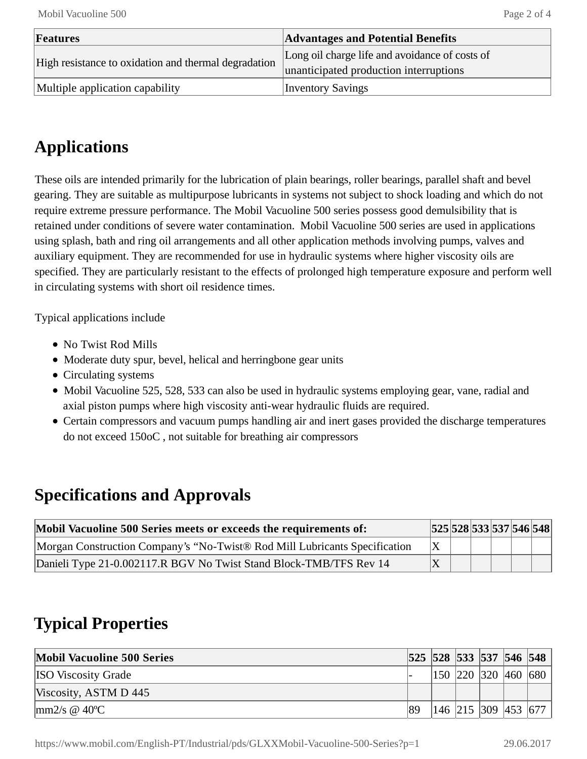| Features | Advantages and Potential Benefits |
| --- | --- |
| High resistance to oxidation and thermal degradation | Long oil charge life and avoidance of costs of unanticipated production interruptions |
| Multiple application capability | Inventory Savings |

## Applications

These oils are intended primarily for the lubrication of plain bearings, roller bearings, parallel shaft and bevel gearing. They are suitable as multipurpose lubricants in systems not subject to shock loading and which do not require extreme pressure performance. The Mobil Vacuoline 500 series possess good demulsibility that is retained under conditions of severe water contamination. Mobil Vacuoline 500 series are used in applications using splash, bath and ring oil arrangements and all other application methods involving pumps, valves and auxiliary equipment. They are recommended for use in hydraulic systems where higher viscosity oils are specified. They are particularly resistant to the effects of prolonged high temperature exposure and perform well in circulating systems with short oil residence times.

Typical applications include

- No Twist Rod Mills
- Moderate duty spur, bevel, helical and herringbone gear units
- Circulating systems
- Mobil Vacuoline 525, 528, 533 can also be used in hydraulic systems employing gear, vane, radial and axial piston pumps where high viscosity anti-wear hydraulic fluids are required.
- Certain compressors and vacuum pumps handling air and inert gases provided the discharge temperatures do not exceed 150oC , not suitable for breathing air compressors

## Specifications and Approvals

| Mobil Vacuoline 500 Series meets or exceeds the requirements of: | 525 | 528 | 533 | 537 | 546 | 548 |
| --- | --- | --- | --- | --- | --- | --- |
| Morgan Construction Company’s “No-Twist® Rod Mill Lubricants Specification | X | | | | | |
| Danieli Type 21-0.002117.R BGV No Twist Stand Block-TMB/TFS Rev 14 | X | | | | | |

## Typical Properties

| Mobil Vacuoline 500 Series | 525 | 528 | 533 | 537 | 546 | 548 |
| --- | --- | --- | --- | --- | --- | --- |
| ISO Viscosity Grade | - | 150 | 220 | 320 | 460 | 680 |
| Viscosity, ASTM D 445 | | | | | | |
| mm2/s @ 40ºC | 89 | 146 | 215 | 309 | 453 | 677 |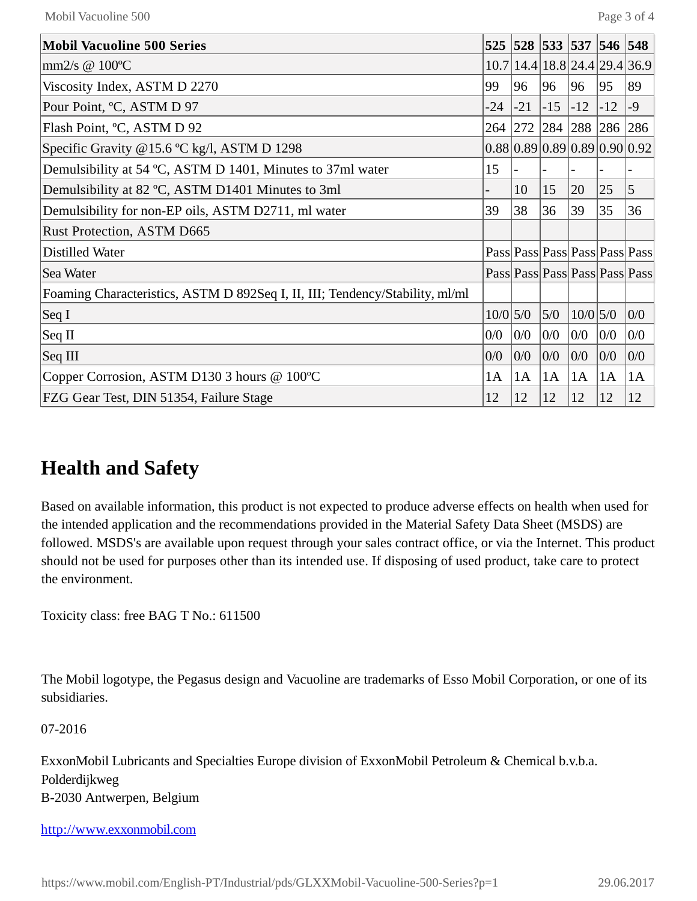| Mobil Vacuoline 500 Series | 525 | 528 | 533 | 537 | 546 | 548 |
|---|---|---|---|---|---|---|
| mm2/s @ 100ºC | 10.7 | 14.4 | 18.8 | 24.4 | 29.4 | 36.9 |
| Viscosity Index, ASTM D 2270 | 99 | 96 | 96 | 96 | 95 | 89 |
| Pour Point, ºC, ASTM D 97 | -24 | -21 | -15 | -12 | -12 | -9 |
| Flash Point, ºC, ASTM D 92 | 264 | 272 | 284 | 288 | 286 | 286 |
| Specific Gravity @15.6 ºC kg/l, ASTM D 1298 | 0.88 | 0.89 | 0.89 | 0.89 | 0.90 | 0.92 |
| Demulsibility at 54 ºC, ASTM D 1401, Minutes to 37ml water | 15 | - | - | - | - | - |
| Demulsibility at 82 ºC, ASTM D1401 Minutes to 3ml | - | 10 | 15 | 20 | 25 | 5 |
| Demulsibility for non-EP oils, ASTM D2711, ml water | 39 | 38 | 36 | 39 | 35 | 36 |
| Rust Protection, ASTM D665 | | | | | | |
| Distilled Water | Pass | Pass | Pass | Pass | Pass | Pass |
| Sea Water | Pass | Pass | Pass | Pass | Pass | Pass |
| Foaming Characteristics, ASTM D 892Seq I, II, III; Tendency/Stability, ml/ml | | | | | | |
| Seq I | 10/0 | 5/0 | 5/0 | 10/0 | 5/0 | 0/0 |
| Seq II | 0/0 | 0/0 | 0/0 | 0/0 | 0/0 | 0/0 |
| Seq III | 0/0 | 0/0 | 0/0 | 0/0 | 0/0 | 0/0 |
| Copper Corrosion, ASTM D130 3 hours @ 100ºC | 1A | 1A | 1A | 1A | 1A | 1A |
| FZG Gear Test, DIN 51354, Failure Stage | 12 | 12 | 12 | 12 | 12 | 12 |

## Health and Safety

Based on available information, this product is not expected to produce adverse effects on health when used for the intended application and the recommendations provided in the Material Safety Data Sheet (MSDS) are followed. MSDS's are available upon request through your sales contract office, or via the Internet. This product should not be used for purposes other than its intended use. If disposing of used product, take care to protect the environment.

Toxicity class: free BAG T No.: 611500

The Mobil logotype, the Pegasus design and Vacuoline are trademarks of Esso Mobil Corporation, or one of its subsidiaries.

07-2016

ExxonMobil Lubricants and Specialties Europe division of ExxonMobil Petroleum & Chemical b.v.b.a.
Polderdijkweg
B-2030 Antwerpen, Belgium

http://www.exxonmobil.com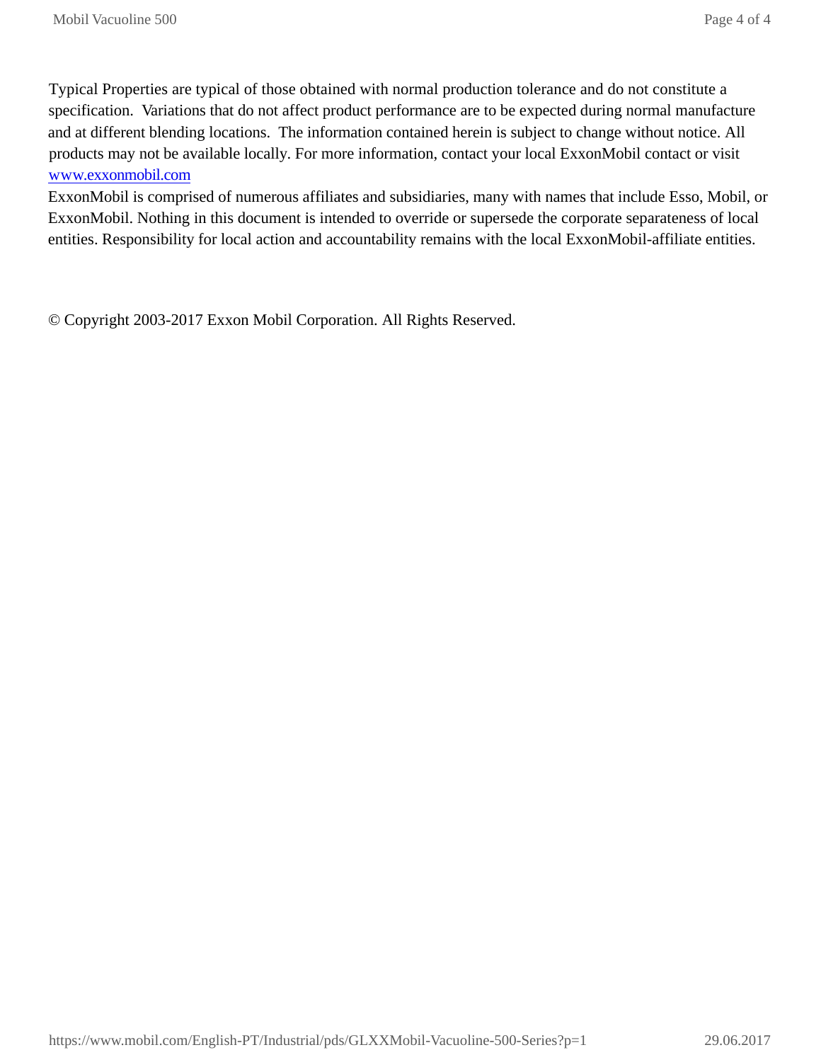Typical Properties are typical of those obtained with normal production tolerance and do not constitute a specification. Variations that do not affect product performance are to be expected during normal manufacture and at different blending locations. The information contained herein is subject to change without notice. All products may not be available locally. For more information, contact your local ExxonMobil contact or visit [www.exxonmobil.com](http://www.exxonmobil.com)

ExxonMobil is comprised of numerous affiliates and subsidiaries, many with names that include Esso, Mobil, or ExxonMobil. Nothing in this document is intended to override or supersede the corporate separateness of local entities. Responsibility for local action and accountability remains with the local ExxonMobil-affiliate entities.

© Copyright 2003-2017 Exxon Mobil Corporation. All Rights Reserved.